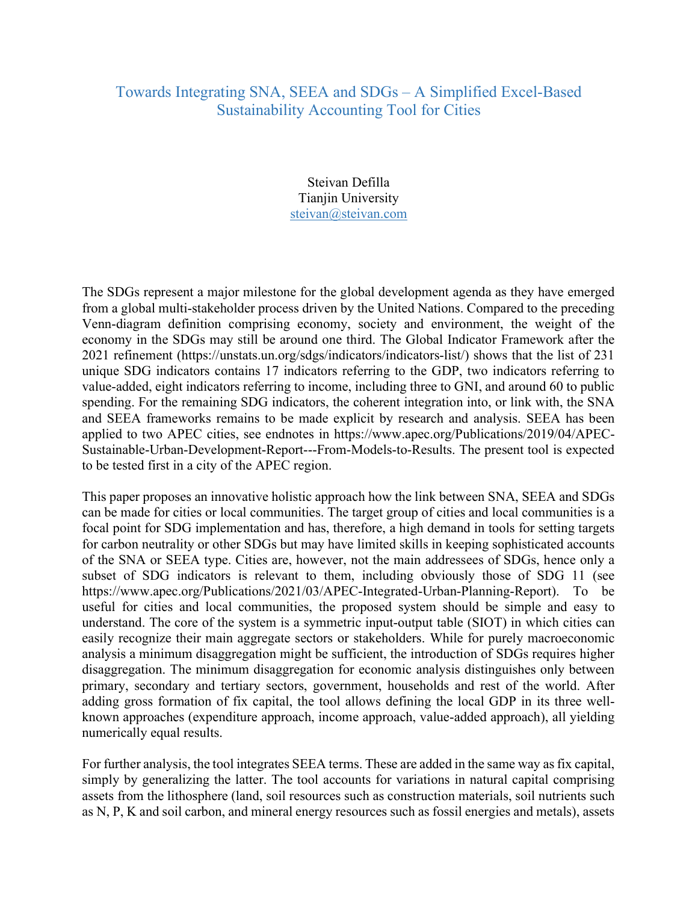# Towards Integrating SNA, SEEA and SDGs – A Simplified Excel-Based Sustainability Accounting Tool for Cities

Steivan Defilla
Tianjin University
steivan@steivan.com

The SDGs represent a major milestone for the global development agenda as they have emerged from a global multi-stakeholder process driven by the United Nations. Compared to the preceding Venn-diagram definition comprising economy, society and environment, the weight of the economy in the SDGs may still be around one third. The Global Indicator Framework after the 2021 refinement (https://unstats.un.org/sdgs/indicators/indicators-list/) shows that the list of 231 unique SDG indicators contains 17 indicators referring to the GDP, two indicators referring to value-added, eight indicators referring to income, including three to GNI, and around 60 to public spending. For the remaining SDG indicators, the coherent integration into, or link with, the SNA and SEEA frameworks remains to be made explicit by research and analysis. SEEA has been applied to two APEC cities, see endnotes in https://www.apec.org/Publications/2019/04/APEC-Sustainable-Urban-Development-Report---From-Models-to-Results. The present tool is expected to be tested first in a city of the APEC region.

This paper proposes an innovative holistic approach how the link between SNA, SEEA and SDGs can be made for cities or local communities. The target group of cities and local communities is a focal point for SDG implementation and has, therefore, a high demand in tools for setting targets for carbon neutrality or other SDGs but may have limited skills in keeping sophisticated accounts of the SNA or SEEA type. Cities are, however, not the main addressees of SDGs, hence only a subset of SDG indicators is relevant to them, including obviously those of SDG 11 (see https://www.apec.org/Publications/2021/03/APEC-Integrated-Urban-Planning-Report). To be useful for cities and local communities, the proposed system should be simple and easy to understand. The core of the system is a symmetric input-output table (SIOT) in which cities can easily recognize their main aggregate sectors or stakeholders. While for purely macroeconomic analysis a minimum disaggregation might be sufficient, the introduction of SDGs requires higher disaggregation. The minimum disaggregation for economic analysis distinguishes only between primary, secondary and tertiary sectors, government, households and rest of the world. After adding gross formation of fix capital, the tool allows defining the local GDP in its three well-known approaches (expenditure approach, income approach, value-added approach), all yielding numerically equal results.

For further analysis, the tool integrates SEEA terms. These are added in the same way as fix capital, simply by generalizing the latter. The tool accounts for variations in natural capital comprising assets from the lithosphere (land, soil resources such as construction materials, soil nutrients such as N, P, K and soil carbon, and mineral energy resources such as fossil energies and metals), assets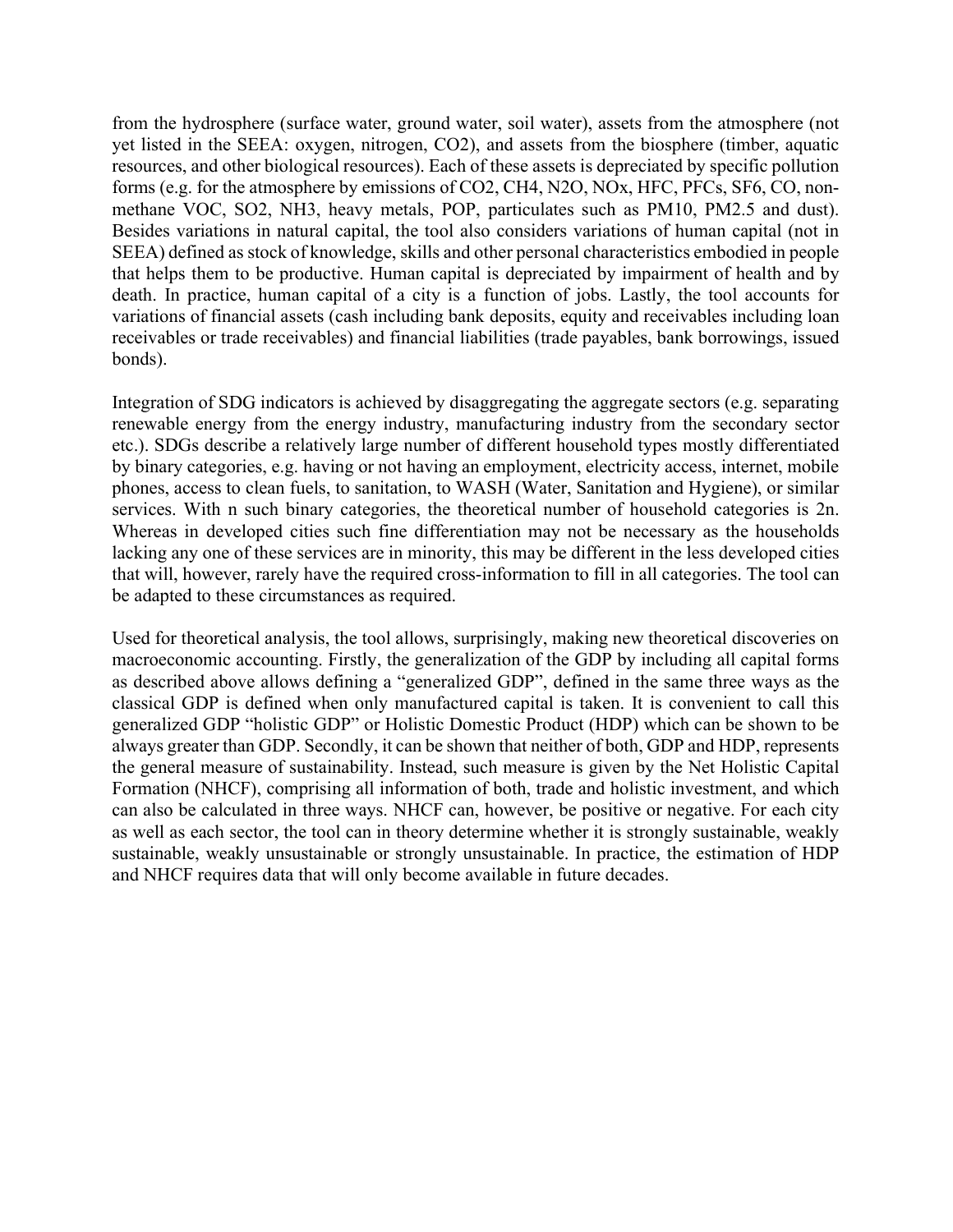from the hydrosphere (surface water, ground water, soil water), assets from the atmosphere (not yet listed in the SEEA: oxygen, nitrogen, $CO_2$), and assets from the biosphere (timber, aquatic resources, and other biological resources). Each of these assets is depreciated by specific pollution forms (e.g. for the atmosphere by emissions of $CO_2$, $CH_4$, $N_2O$, $NO_x$, HFC, PFCs, $SF_6$, CO, non-methane VOC, $SO_2$, $NH_3$, heavy metals, POP, particulates such as PM10, PM2.5 and dust). Besides variations in natural capital, the tool also considers variations of human capital (not in SEEA) defined as stock of knowledge, skills and other personal characteristics embodied in people that helps them to be productive. Human capital is depreciated by impairment of health and by death. In practice, human capital of a city is a function of jobs. Lastly, the tool accounts for variations of financial assets (cash including bank deposits, equity and receivables including loan receivables or trade receivables) and financial liabilities (trade payables, bank borrowings, issued bonds).

Integration of SDG indicators is achieved by disaggregating the aggregate sectors (e.g. separating renewable energy from the energy industry, manufacturing industry from the secondary sector etc.). SDGs describe a relatively large number of different household types mostly differentiated by binary categories, e.g. having or not having an employment, electricity access, internet, mobile phones, access to clean fuels, to sanitation, to WASH (Water, Sanitation and Hygiene), or similar services. With n such binary categories, the theoretical number of household categories is 2n. Whereas in developed cities such fine differentiation may not be necessary as the households lacking any one of these services are in minority, this may be different in the less developed cities that will, however, rarely have the required cross-information to fill in all categories. The tool can be adapted to these circumstances as required.

Used for theoretical analysis, the tool allows, surprisingly, making new theoretical discoveries on macroeconomic accounting. Firstly, the generalization of the GDP by including all capital forms as described above allows defining a "generalized GDP", defined in the same three ways as the classical GDP is defined when only manufactured capital is taken. It is convenient to call this generalized GDP "holistic GDP" or Holistic Domestic Product (HDP) which can be shown to be always greater than GDP. Secondly, it can be shown that neither of both, GDP and HDP, represents the general measure of sustainability. Instead, such measure is given by the Net Holistic Capital Formation (NHCF), comprising all information of both, trade and holistic investment, and which can also be calculated in three ways. NHCF can, however, be positive or negative. For each city as well as each sector, the tool can in theory determine whether it is strongly sustainable, weakly sustainable, weakly unsustainable or strongly unsustainable. In practice, the estimation of HDP and NHCF requires data that will only become available in future decades.